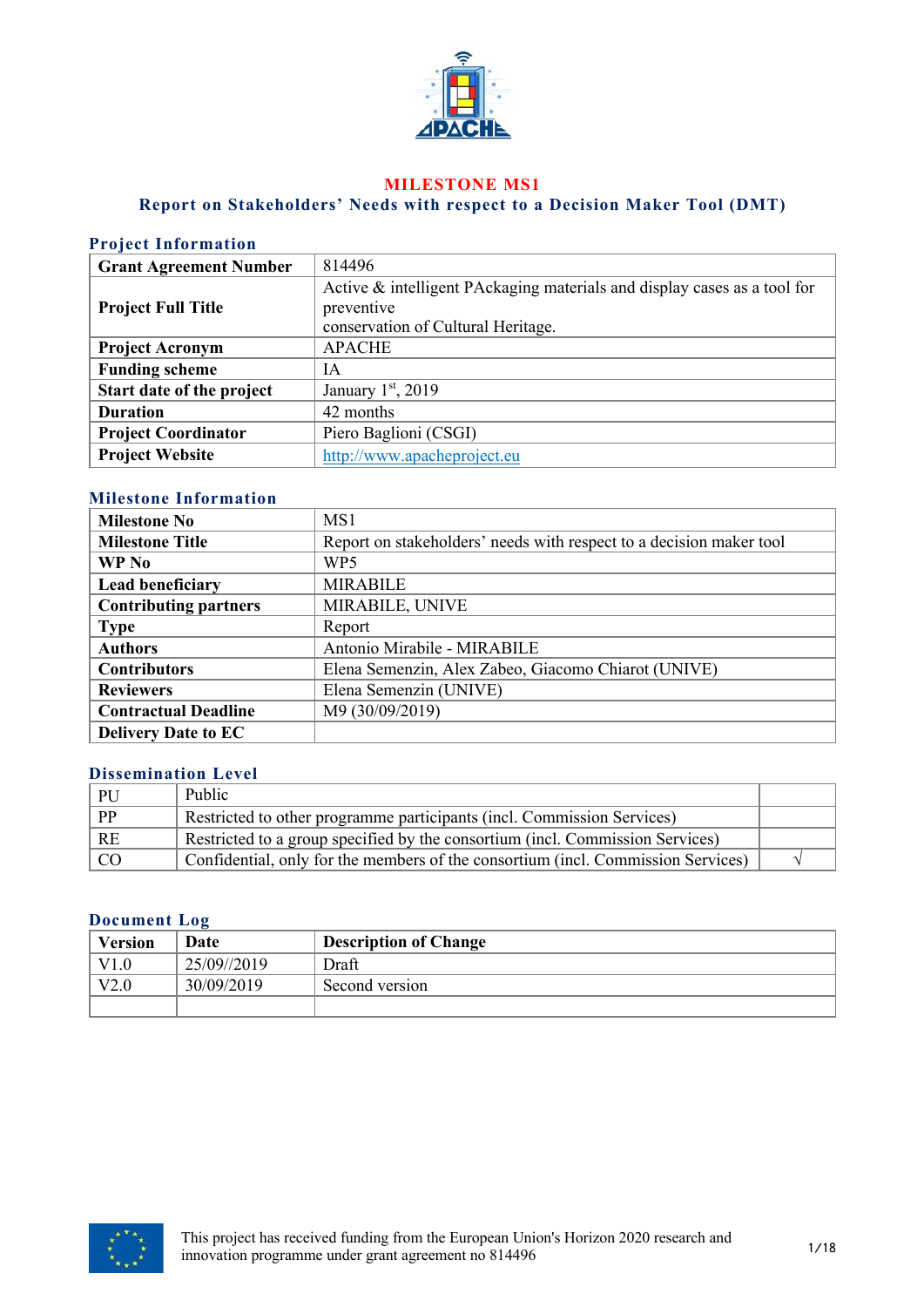# MILESTONE MS1

## Report on Stakeholders' Needs with respect to a Decision Maker Tool (DMT)

### Project Information

| | |
|---|---|
| **Grant Agreement Number** | 814496 |
| **Project Full Title** | Active & intelligent PAckaging materials and display cases as a tool for preventive conservation of Cultural Heritage. |
| **Project Acronym** | APACHE |
| **Funding scheme** | IA |
| **Start date of the project** | January 1st, 2019 |
| **Duration** | 42 months |
| **Project Coordinator** | Piero Baglioni (CSGI) |
| **Project Website** | http://www.apacheproject.eu |

### Milestone Information

| | |
|---|---|
| **Milestone No** | MS1 |
| **Milestone Title** | Report on stakeholders' needs with respect to a decision maker tool |
| **WP No** | WP5 |
| **Lead beneficiary** | MIRABILE |
| **Contributing partners** | MIRABILE, UNIVE |
| **Type** | Report |
| **Authors** | Antonio Mirabile - MIRABILE |
| **Contributors** | Elena Semenzin, Alex Zabeo, Giacomo Chiarot (UNIVE) |
| **Reviewers** | Elena Semenzin (UNIVE) |
| **Contractual Deadline** | M9 (30/09/2019) |
| **Delivery Date to EC** | |

### Dissemination Level

| | | |
|---|---|---|
| PU | Public | |
| PP | Restricted to other programme participants (incl. Commission Services) | |
| RE | Restricted to a group specified by the consortium (incl. Commission Services) | |
| CO | Confidential, only for the members of the consortium (incl. Commission Services) | √ |

### Document Log

| Version | Date | Description of Change |
|---|---|---|
| V1.0 | 25/09//2019 | Draft |
| V2.0 | 30/09/2019 | Second version |
| | | |

This project has received funding from the European Union's Horizon 2020 research and innovation programme under grant agreement no 814496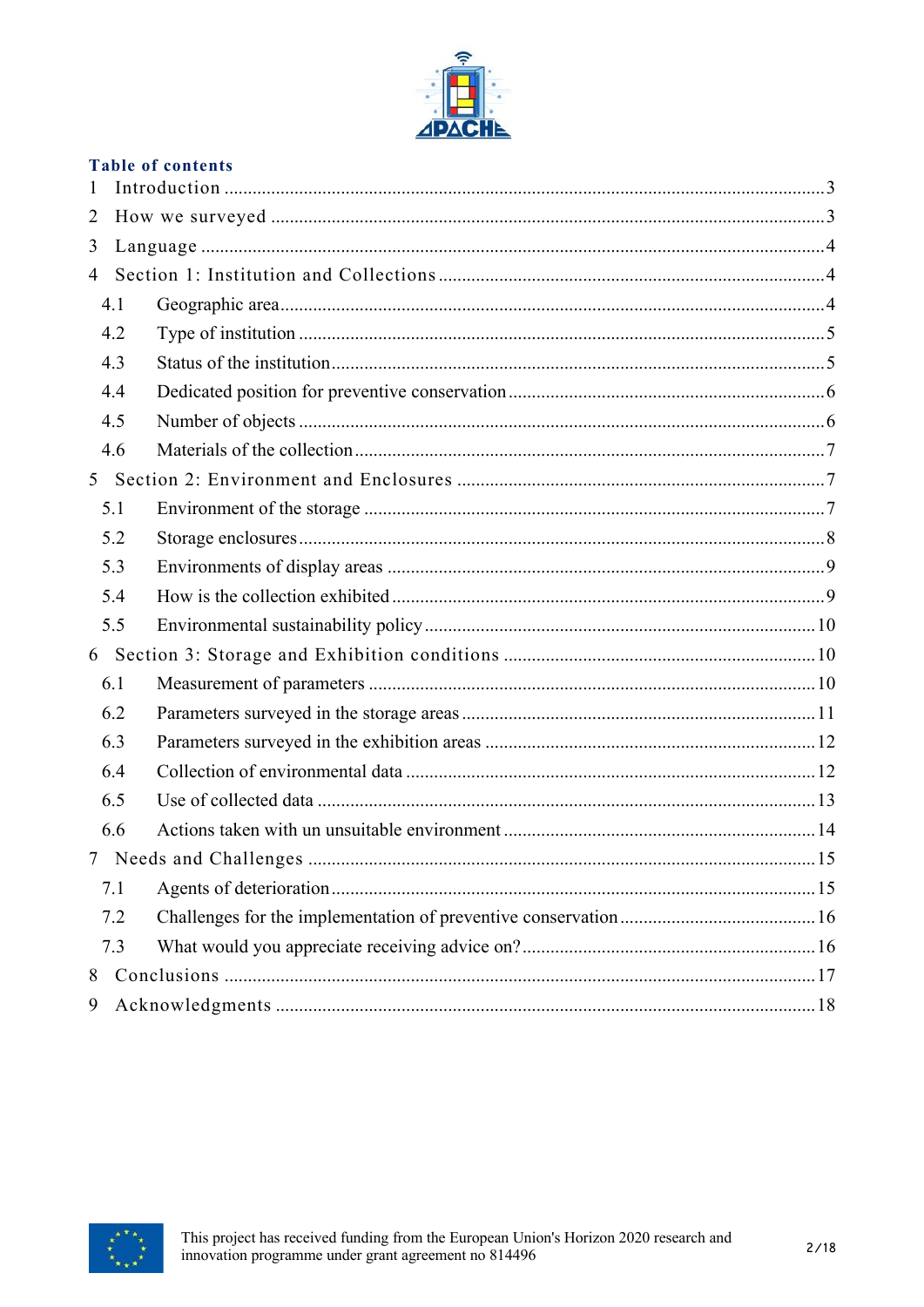## Table of contents

1 Introduction ... 3
2 How we surveyed ... 3
3 Language ... 4
4 Section 1: Institution and Collections ... 4
  4.1 Geographic area ... 4
  4.2 Type of institution ... 5
  4.3 Status of the institution ... 5
  4.4 Dedicated position for preventive conservation ... 6
  4.5 Number of objects ... 6
  4.6 Materials of the collection ... 7
5 Section 2: Environment and Enclosures ... 7
  5.1 Environment of the storage ... 7
  5.2 Storage enclosures ... 8
  5.3 Environments of display areas ... 9
  5.4 How is the collection exhibited ... 9
  5.5 Environmental sustainability policy ... 10
6 Section 3: Storage and Exhibition conditions ... 10
  6.1 Measurement of parameters ... 10
  6.2 Parameters surveyed in the storage areas ... 11
  6.3 Parameters surveyed in the exhibition areas ... 12
  6.4 Collection of environmental data ... 12
  6.5 Use of collected data ... 13
  6.6 Actions taken with un unsuitable environment ... 14
7 Needs and Challenges ... 15
  7.1 Agents of deterioration ... 15
  7.2 Challenges for the implementation of preventive conservation ... 16
  7.3 What would you appreciate receiving advice on? ... 16
8 Conclusions ... 17
9 Acknowledgments ... 18

This project has received funding from the European Union's Horizon 2020 research and innovation programme under grant agreement no 814496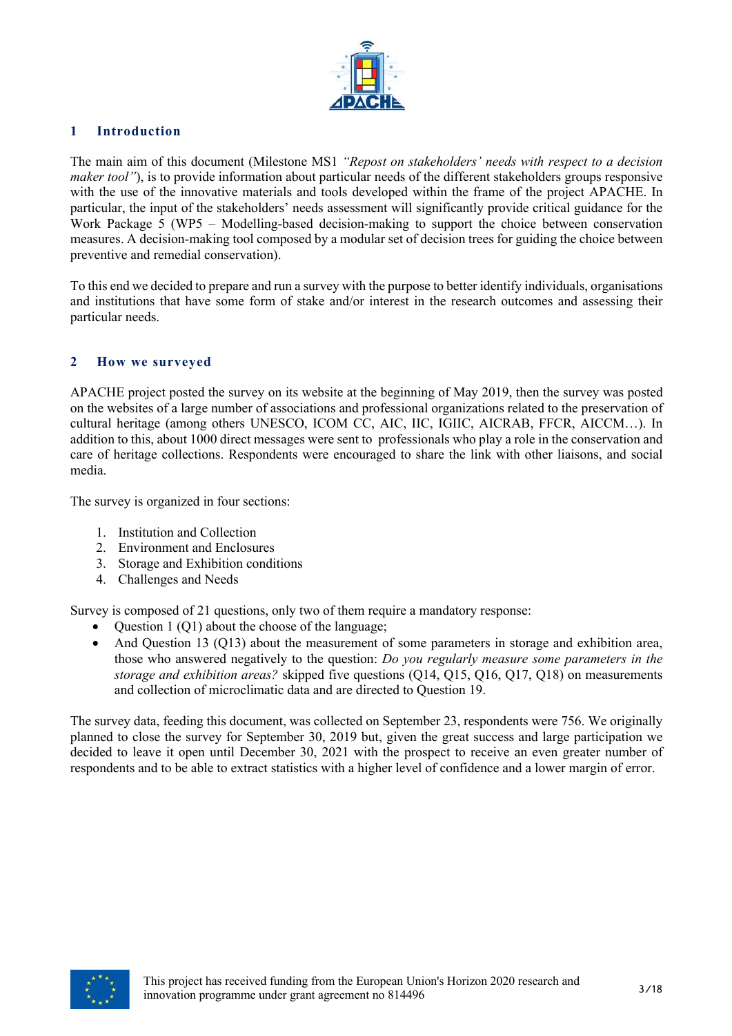## 1 Introduction

The main aim of this document (Milestone MS1 *"Repost on stakeholders' needs with respect to a decision maker tool"*), is to provide information about particular needs of the different stakeholders groups responsive with the use of the innovative materials and tools developed within the frame of the project APACHE. In particular, the input of the stakeholders' needs assessment will significantly provide critical guidance for the Work Package 5 (WP5 – Modelling-based decision-making to support the choice between conservation measures. A decision-making tool composed by a modular set of decision trees for guiding the choice between preventive and remedial conservation).

To this end we decided to prepare and run a survey with the purpose to better identify individuals, organisations and institutions that have some form of stake and/or interest in the research outcomes and assessing their particular needs.

## 2 How we surveyed

APACHE project posted the survey on its website at the beginning of May 2019, then the survey was posted on the websites of a large number of associations and professional organizations related to the preservation of cultural heritage (among others UNESCO, ICOM CC, AIC, IIC, IGIIC, AICRAB, FFCR, AICCM…). In addition to this, about 1000 direct messages were sent to professionals who play a role in the conservation and care of heritage collections. Respondents were encouraged to share the link with other liaisons, and social media.

The survey is organized in four sections:

1. Institution and Collection
2. Environment and Enclosures
3. Storage and Exhibition conditions
4. Challenges and Needs

Survey is composed of 21 questions, only two of them require a mandatory response:

- Question 1 (Q1) about the choose of the language;
- And Question 13 (Q13) about the measurement of some parameters in storage and exhibition area, those who answered negatively to the question: *Do you regularly measure some parameters in the storage and exhibition areas?* skipped five questions (Q14, Q15, Q16, Q17, Q18) on measurements and collection of microclimatic data and are directed to Question 19.

The survey data, feeding this document, was collected on September 23, respondents were 756. We originally planned to close the survey for September 30, 2019 but, given the great success and large participation we decided to leave it open until December 30, 2021 with the prospect to receive an even greater number of respondents and to be able to extract statistics with a higher level of confidence and a lower margin of error.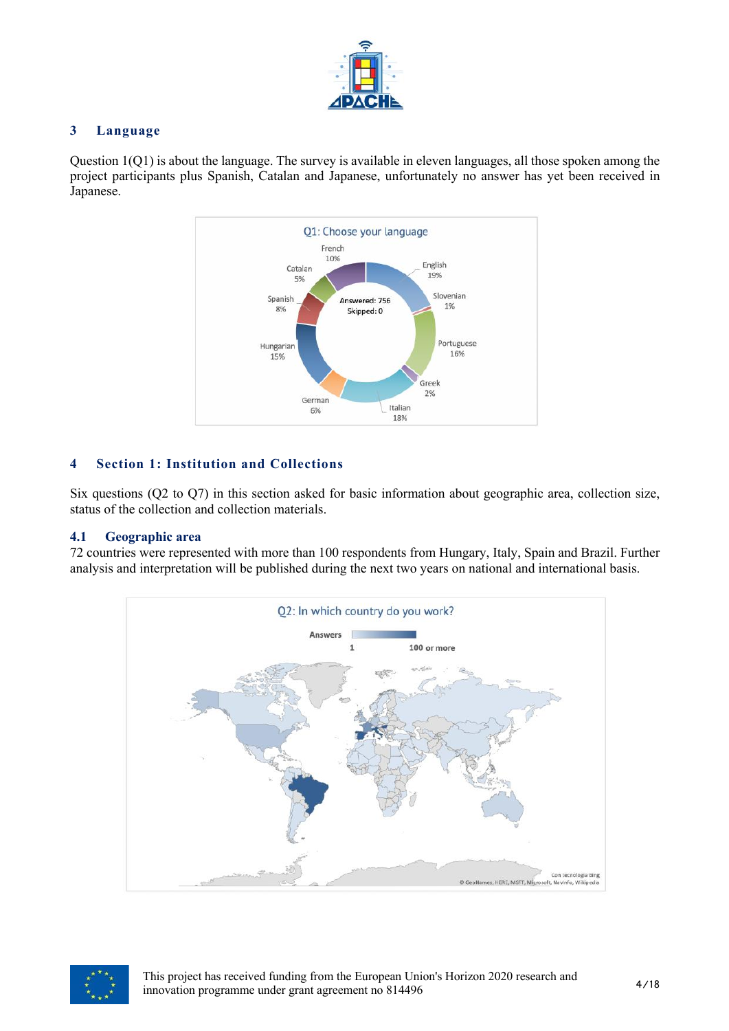## 3 Language

Question 1(Q1) is about the language. The survey is available in eleven languages, all those spoken among the project participants plus Spanish, Catalan and Japanese, unfortunately no answer has yet been received in Japanese.

Q1: Choose your language

Answered: 756
Skipped: 0

French 10%, English 19%, Slovenian 1%, Portuguese 16%, Greek 2%, Italian 18%, German 6%, Hungarian 15%, Spanish 8%, Catalan 5%

## 4 Section 1: Institution and Collections

Six questions (Q2 to Q7) in this section asked for basic information about geographic area, collection size, status of the collection and collection materials.

### 4.1 Geographic area

72 countries were represented with more than 100 respondents from Hungary, Italy, Spain and Brazil. Further analysis and interpretation will be published during the next two years on national and international basis.

Q2: In which country do you work?

Answers: 1 — 100 or more

Con tecnologia Bing
© GeoNames, HERE, MSFT, Microsoft, Navinfo, Wikipedia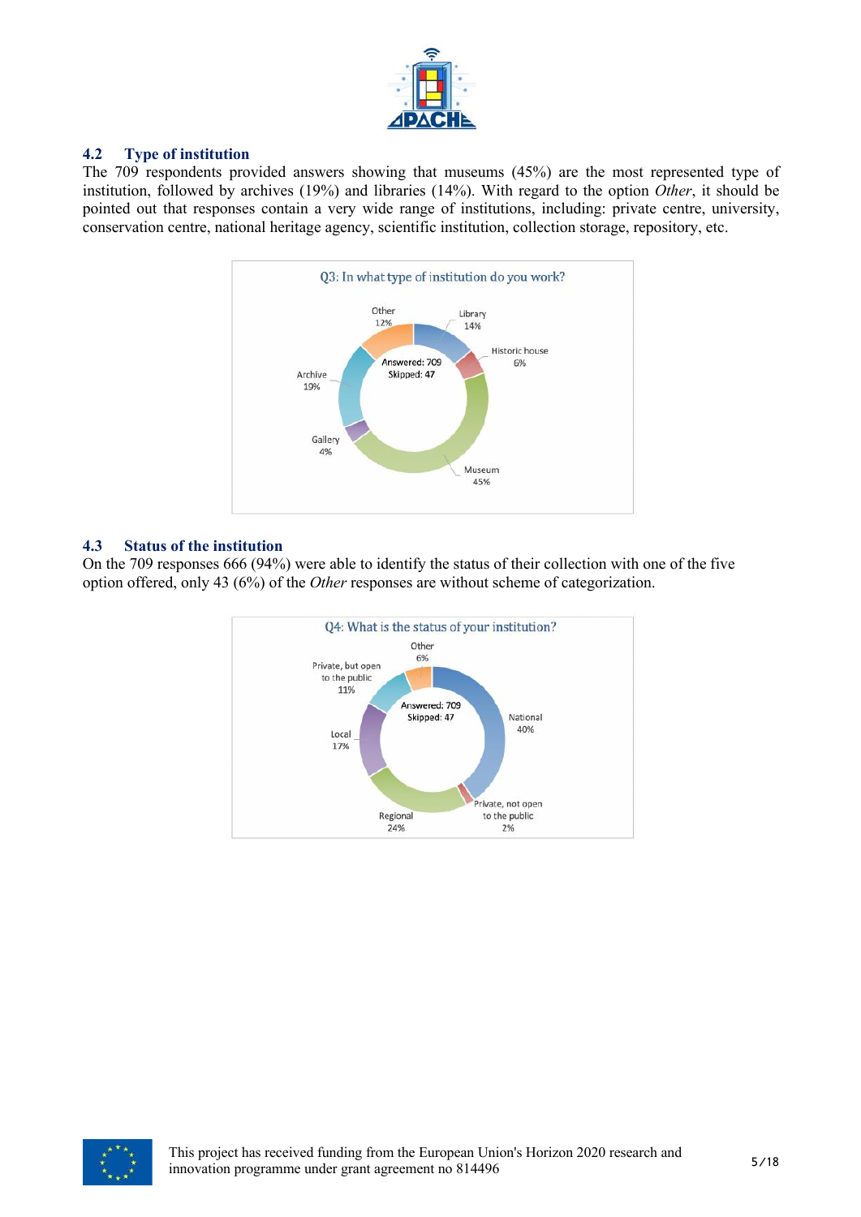## 4.2 Type of institution

The 709 respondents provided answers showing that museums (45%) are the most represented type of institution, followed by archives (19%) and libraries (14%). With regard to the option *Other*, it should be pointed out that responses contain a very wide range of institutions, including: private centre, university, conservation centre, national heritage agency, scientific institution, collection storage, repository, etc.

Q3: In what type of institution do you work?

Answered: 709
Skipped: 47

| Type | % |
|---|---|
| Library | 14% |
| Historic house | 6% |
| Museum | 45% |
| Gallery | 4% |
| Archive | 19% |
| Other | 12% |

## 4.3 Status of the institution

On the 709 responses 666 (94%) were able to identify the status of their collection with one of the five option offered, only 43 (6%) of the *Other* responses are without scheme of categorization.

Q4: What is the status of your institution?

Answered: 709
Skipped: 47

| Status | % |
|---|---|
| National | 40% |
| Private, not open to the public | 2% |
| Regional | 24% |
| Local | 17% |
| Private, but open to the public | 11% |
| Other | 6% |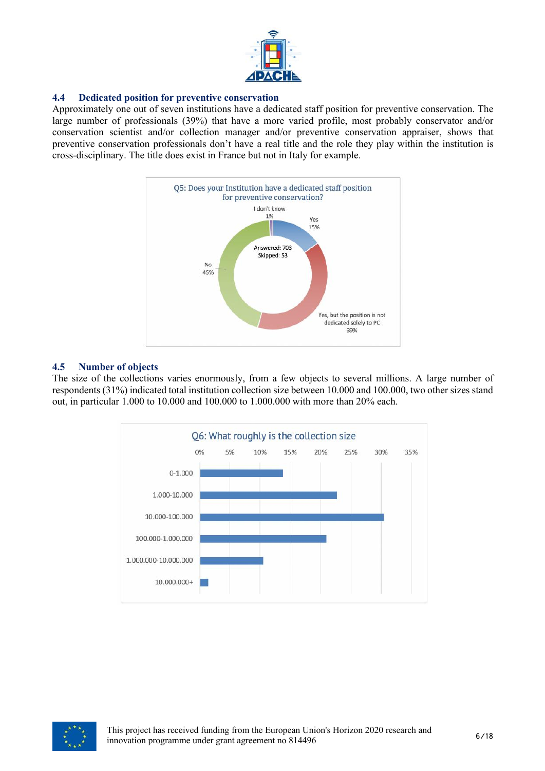### 4.4 Dedicated position for preventive conservation

Approximately one out of seven institutions have a dedicated staff position for preventive conservation. The large number of professionals (39%) that have a more varied profile, most probably conservator and/or conservation scientist and/or collection manager and/or preventive conservation appraiser, shows that preventive conservation professionals don't have a real title and the role they play within the institution is cross-disciplinary. The title does exist in France but not in Italy for example.

Q5: Does your Institution have a dedicated staff position for preventive conservation?

Answered: 703
Skipped: 53

- Yes: 15%
- Yes, but the position is not dedicated solely to PC: 39%
- No: 45%
- I don't know: 1%

### 4.5 Number of objects

The size of the collections varies enormously, from a few objects to several millions. A large number of respondents (31%) indicated total institution collection size between 10.000 and 100.000, two other sizes stand out, in particular 1.000 to 10.000 and 100.000 to 1.000.000 with more than 20% each.

Q6: What roughly is the collection size

Categories: 0-1.000; 1.000-10.000; 10.000-100.000; 100.000-1.000.000; 1.000.000-10.000.000; 10.000.000+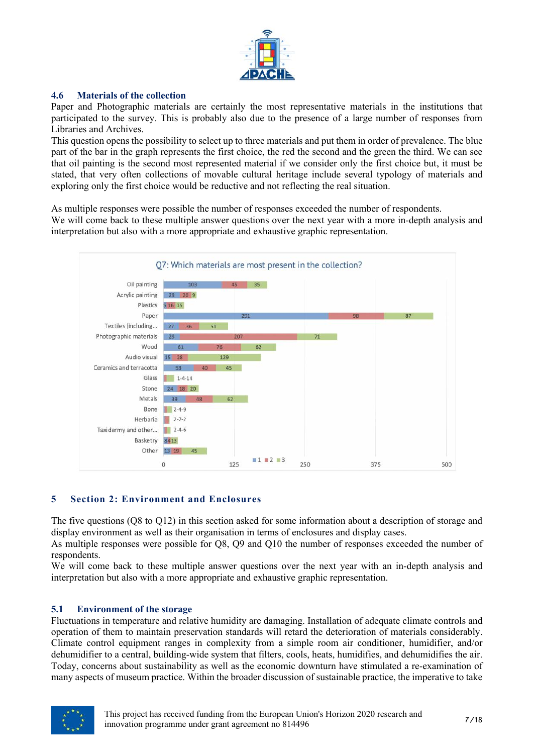## 4.6 Materials of the collection

Paper and Photographic materials are certainly the most representative materials in the institutions that participated to the survey. This is probably also due to the presence of a large number of responses from Libraries and Archives.

This question opens the possibility to select up to three materials and put them in order of prevalence. The blue part of the bar in the graph represents the first choice, the red the second and the green the third. We can see that oil painting is the second most represented material if we consider only the first choice but, it must be stated, that very often collections of movable cultural heritage include several typology of materials and exploring only the first choice would be reductive and not reflecting the real situation.

As multiple responses were possible the number of responses exceeded the number of respondents.

We will come back to these multiple answer questions over the next year with a more in-depth analysis and interpretation but also with a more appropriate and exhaustive graphic representation.

Q7: Which materials are most present in the collection?

| Material | 1 | 2 | 3 |
|---|---|---|---|
| Oil painting | 103 | 45 | 35 |
| Acrylic painting | 29 | 20 | 9 |
| Plastics | 5 | 16 | 15 |
| Paper | 291 | 98 | 87 |
| Textiles (including... | 27 | 36 | 51 |
| Photographic materials | 29 | 207 | 71 |
| Wood | 61 | 76 | 62 |
| Audio visual | 15 | 28 | 129 |
| Ceramics and terracotta | 53 | 40 | 45 |
| Glass | 1 | 4 | 14 |
| Stone | 24 | 18 | 20 |
| Metals | 39 | 48 | 62 |
| Bone | 2 | 4 | 9 |
| Herbaria | 2 | 7 | 2 |
| Taxidermy and other... | 2 | 4 | 6 |
| Basketry | 8 | 4 | 13 |
| Other | 13 | 19 | 45 |

# 5 Section 2: Environment and Enclosures

The five questions (Q8 to Q12) in this section asked for some information about a description of storage and display environment as well as their organisation in terms of enclosures and display cases.

As multiple responses were possible for Q8, Q9 and Q10 the number of responses exceeded the number of respondents.

We will come back to these multiple answer questions over the next year with an in-depth analysis and interpretation but also with a more appropriate and exhaustive graphic representation.

## 5.1 Environment of the storage

Fluctuations in temperature and relative humidity are damaging. Installation of adequate climate controls and operation of them to maintain preservation standards will retard the deterioration of materials considerably. Climate control equipment ranges in complexity from a simple room air conditioner, humidifier, and/or dehumidifier to a central, building-wide system that filters, cools, heats, humidifies, and dehumidifies the air. Today, concerns about sustainability as well as the economic downturn have stimulated a re-examination of many aspects of museum practice. Within the broader discussion of sustainable practice, the imperative to take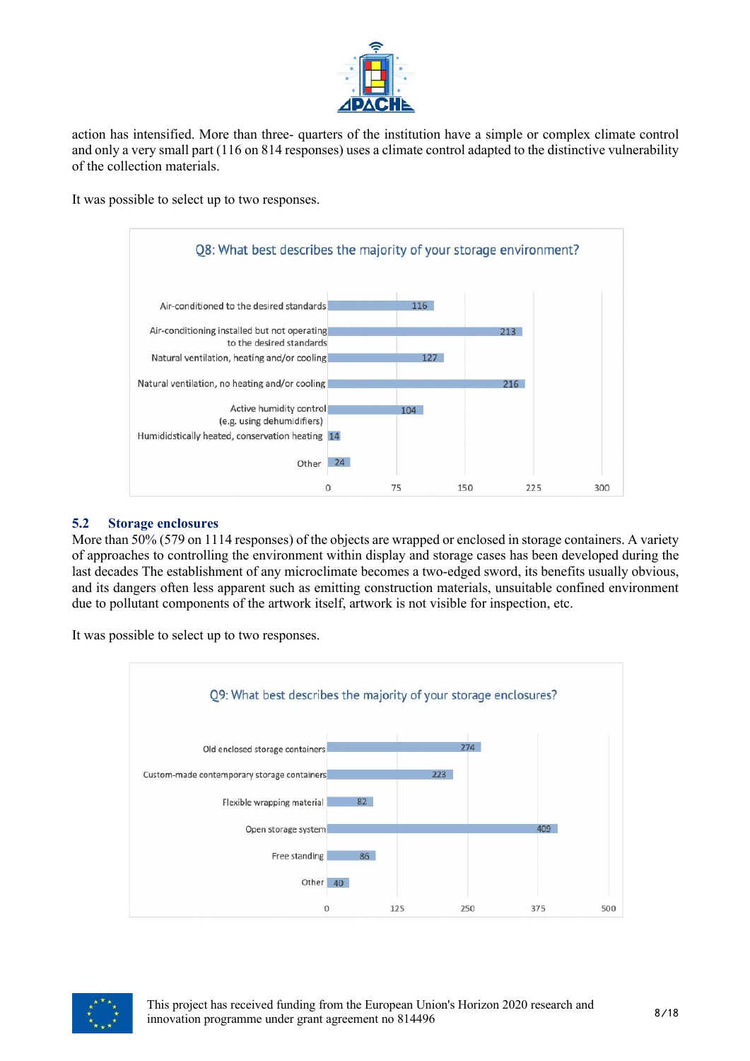action has intensified. More than three- quarters of the institution have a simple or complex climate control and only a very small part (116 on 814 responses) uses a climate control adapted to the distinctive vulnerability of the collection materials.

It was possible to select up to two responses.

**Q8: What best describes the majority of your storage environment?**

| Response | Count |
|---|---|
| Air-conditioned to the desired standards | 116 |
| Air-conditioning installed but not operating to the desired standards | 213 |
| Natural ventilation, heating and/or cooling | 127 |
| Natural ventilation, no heating and/or cooling | 216 |
| Active humidity control (e.g. using dehumidifiers) | 104 |
| Humididstically heated, conservation heating | 14 |
| Other | 24 |

## 5.2 Storage enclosures

More than 50% (579 on 1114 responses) of the objects are wrapped or enclosed in storage containers. A variety of approaches to controlling the environment within display and storage cases has been developed during the last decades The establishment of any microclimate becomes a two-edged sword, its benefits usually obvious, and its dangers often less apparent such as emitting construction materials, unsuitable confined environment due to pollutant components of the artwork itself, artwork is not visible for inspection, etc.

It was possible to select up to two responses.

**Q9: What best describes the majority of your storage enclosures?**

| Response | Count |
|---|---|
| Old enclosed storage containers | 274 |
| Custom-made contemporary storage containers | 223 |
| Flexible wrapping material | 82 |
| Open storage system | 409 |
| Free standing | 86 |
| Other | 40 |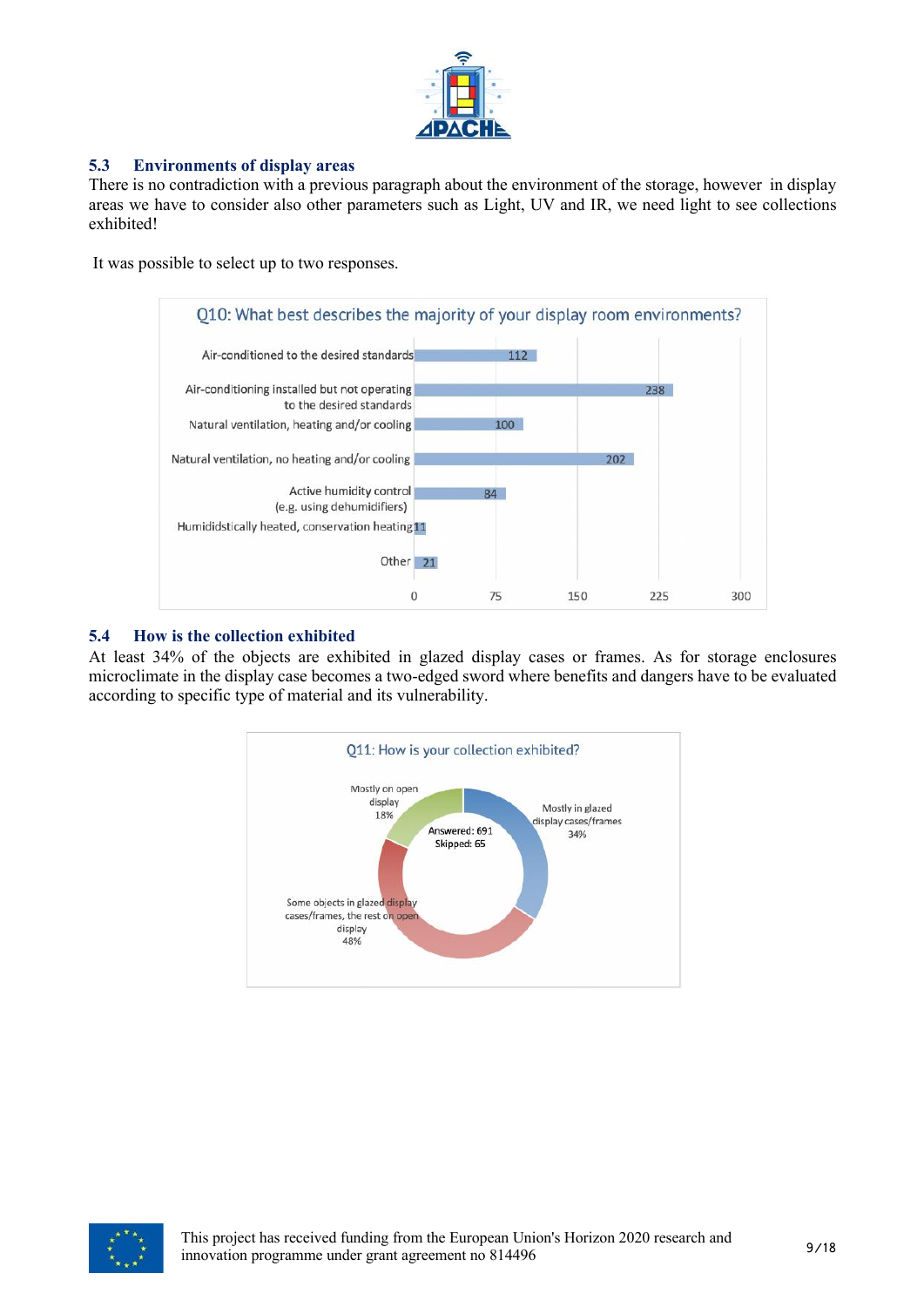### 5.3 Environments of display areas

There is no contradiction with a previous paragraph about the environment of the storage, however in display areas we have to consider also other parameters such as Light, UV and IR, we need light to see collections exhibited!

It was possible to select up to two responses.

**Q10: What best describes the majority of your display room environments?**

| Response | Count |
|---|---|
| Air-conditioned to the desired standards | 112 |
| Air-conditioning installed but not operating to the desired standards | 238 |
| Natural ventilation, heating and/or cooling | 100 |
| Natural ventilation, no heating and/or cooling | 202 |
| Active humidity control (e.g. using dehumidifiers) | 84 |
| Humididstically heated, conservation heating | 11 |
| Other | 21 |

### 5.4 How is the collection exhibited

At least 34% of the objects are exhibited in glazed display cases or frames. As for storage enclosures microclimate in the display case becomes a two-edged sword where benefits and dangers have to be evaluated according to specific type of material and its vulnerability.

**Q11: How is your collection exhibited?**

Answered: 691
Skipped: 65

| Response | Percentage |
|---|---|
| Mostly in glazed display cases/frames | 34% |
| Some objects in glazed display cases/frames, the rest on open display | 48% |
| Mostly on open display | 18% |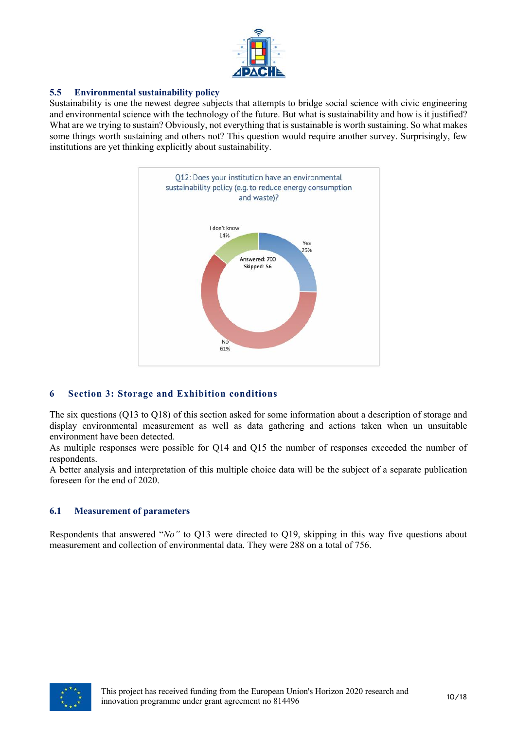### 5.5 Environmental sustainability policy

Sustainability is one the newest degree subjects that attempts to bridge social science with civic engineering and environmental science with the technology of the future. But what is sustainability and how is it justified? What are we trying to sustain? Obviously, not everything that is sustainable is worth sustaining. So what makes some things worth sustaining and others not? This question would require another survey. Surprisingly, few institutions are yet thinking explicitly about sustainability.

Q12: Does your institution have an environmental sustainability policy (e.g. to reduce energy consumption and waste)?

Answered: 700
Skipped: 56

| Answer | Percentage |
|---|---|
| Yes | 25% |
| No | 61% |
| I don't know | 14% |

## 6 Section 3: Storage and Exhibition conditions

The six questions (Q13 to Q18) of this section asked for some information about a description of storage and display environmental measurement as well as data gathering and actions taken when un unsuitable environment have been detected.

As multiple responses were possible for Q14 and Q15 the number of responses exceeded the number of respondents.

A better analysis and interpretation of this multiple choice data will be the subject of a separate publication foreseen for the end of 2020.

### 6.1 Measurement of parameters

Respondents that answered "*No"* to Q13 were directed to Q19, skipping in this way five questions about measurement and collection of environmental data. They were 288 on a total of 756.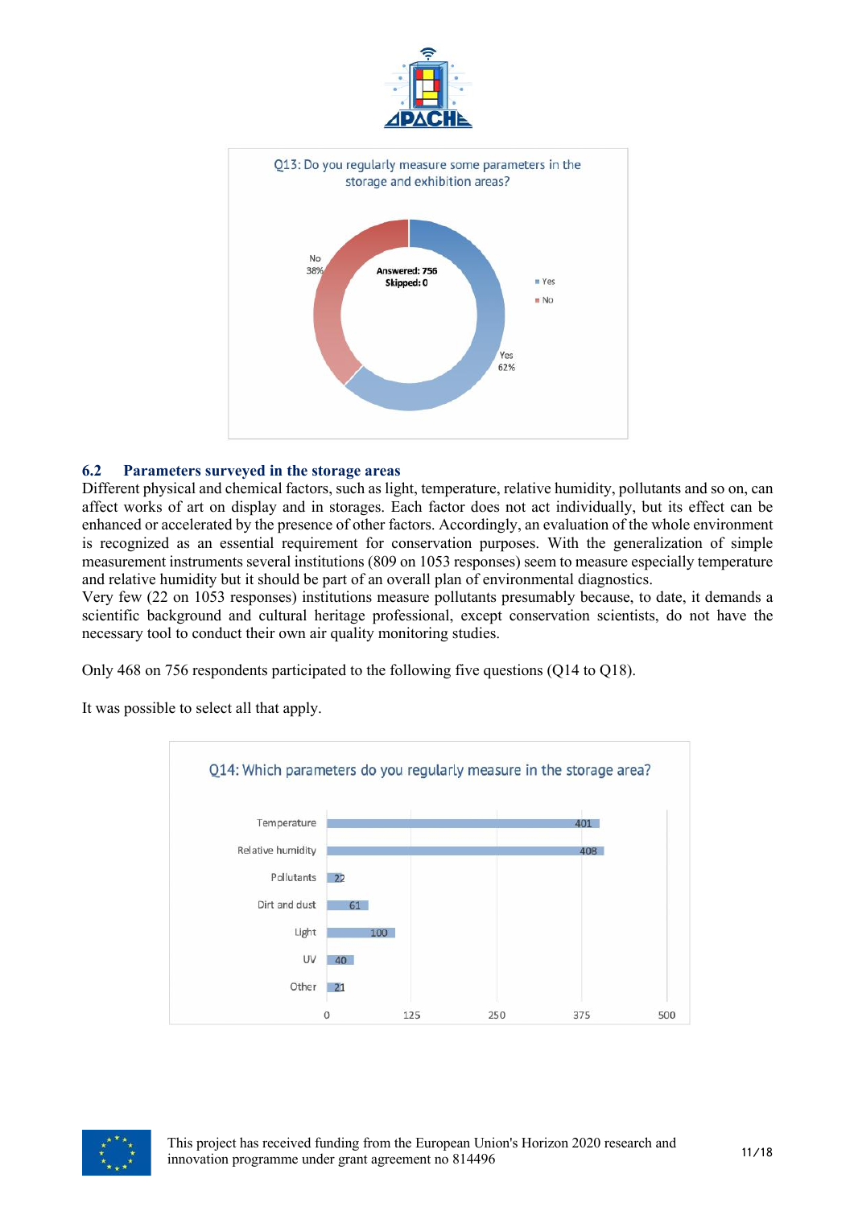Q13: Do you regularly measure some parameters in the storage and exhibition areas?

Answered: 756
Skipped: 0

| Answer | Percentage |
|---|---|
| Yes | 62% |
| No | 38% |

### 6.2 Parameters surveyed in the storage areas

Different physical and chemical factors, such as light, temperature, relative humidity, pollutants and so on, can affect works of art on display and in storages. Each factor does not act individually, but its effect can be enhanced or accelerated by the presence of other factors. Accordingly, an evaluation of the whole environment is recognized as an essential requirement for conservation purposes. With the generalization of simple measurement instruments several institutions (809 on 1053 responses) seem to measure especially temperature and relative humidity but it should be part of an overall plan of environmental diagnostics.
Very few (22 on 1053 responses) institutions measure pollutants presumably because, to date, it demands a scientific background and cultural heritage professional, except conservation scientists, do not have the necessary tool to conduct their own air quality monitoring studies.

Only 468 on 756 respondents participated to the following five questions (Q14 to Q18).

It was possible to select all that apply.

Q14: Which parameters do you regularly measure in the storage area?

| Parameter | Responses |
|---|---|
| Temperature | 401 |
| Relative humidity | 408 |
| Pollutants | 22 |
| Dirt and dust | 61 |
| Light | 100 |
| UV | 40 |
| Other | 21 |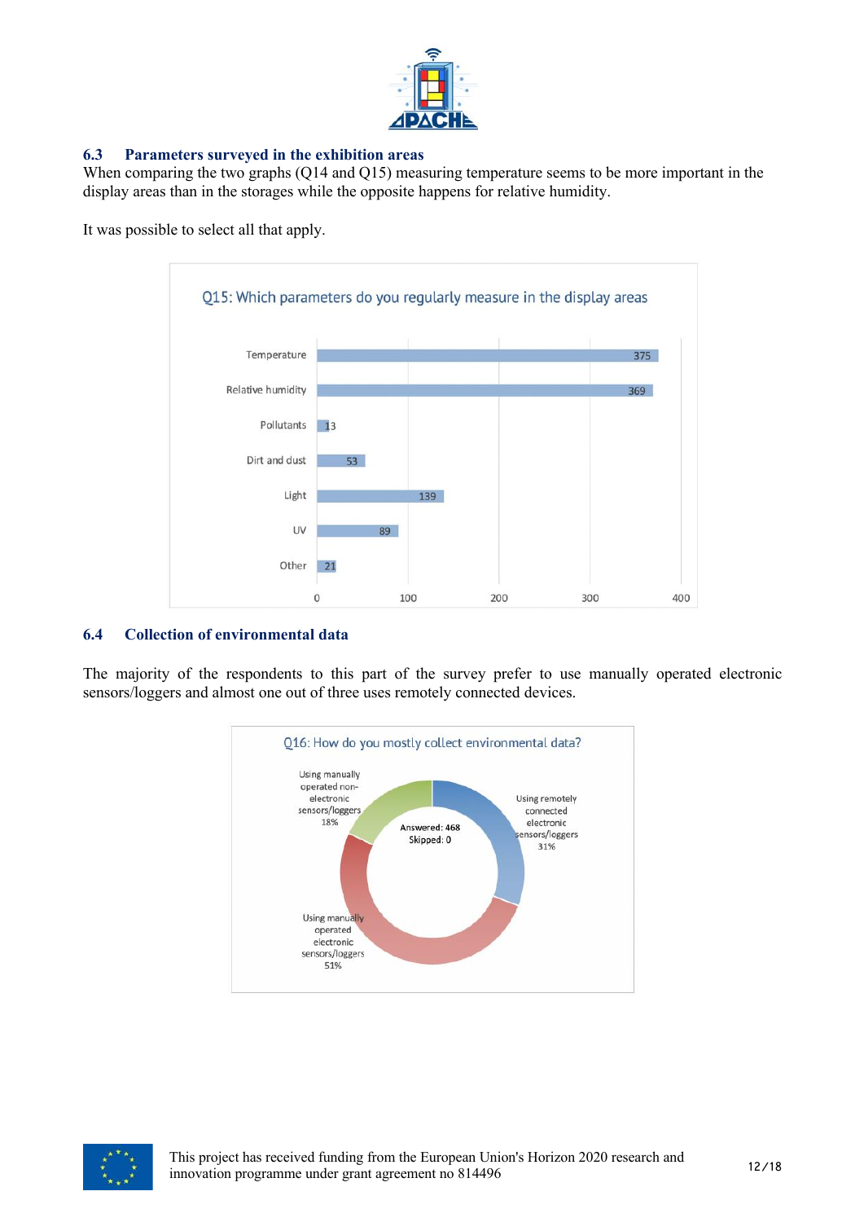### 6.3 Parameters surveyed in the exhibition areas

When comparing the two graphs (Q14 and Q15) measuring temperature seems to be more important in the display areas than in the storages while the opposite happens for relative humidity.

It was possible to select all that apply.

Q15: Which parameters do you regularly measure in the display areas

| Parameter | Count |
|---|---|
| Temperature | 375 |
| Relative humidity | 369 |
| Pollutants | 13 |
| Dirt and dust | 53 |
| Light | 139 |
| UV | 89 |
| Other | 21 |

### 6.4 Collection of environmental data

The majority of the respondents to this part of the survey prefer to use manually operated electronic sensors/loggers and almost one out of three uses remotely connected devices.

Q16: How do you mostly collect environmental data?

Answered: 468
Skipped: 0

| Method | Share |
|---|---|
| Using remotely connected electronic sensors/loggers | 31% |
| Using manually operated electronic sensors/loggers | 51% |
| Using manually operated non-electronic sensors/loggers | 18% |

This project has received funding from the European Union's Horizon 2020 research and innovation programme under grant agreement no 814496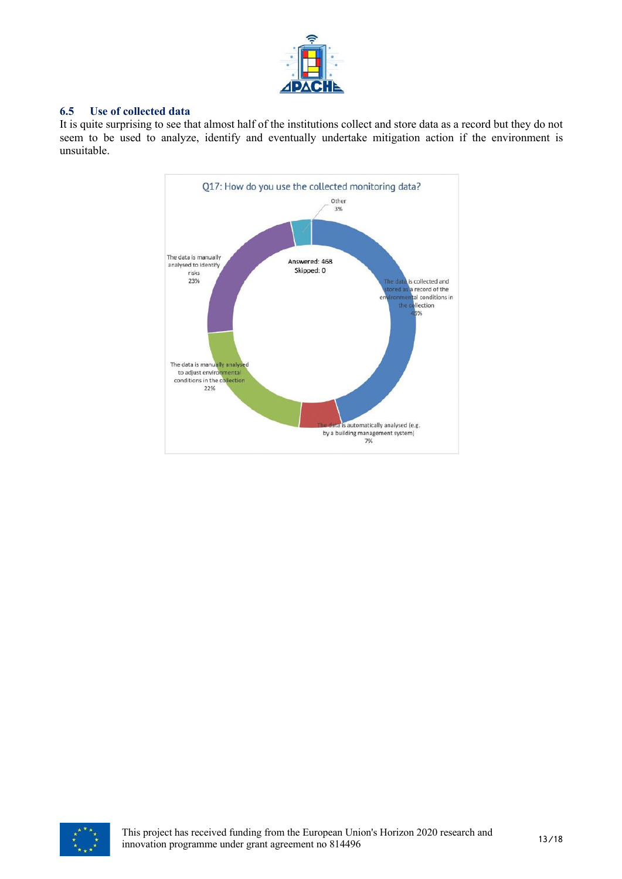### 6.5 Use of collected data

It is quite surprising to see that almost half of the institutions collect and store data as a record but they do not seem to be used to analyze, identify and eventually undertake mitigation action if the environment is unsuitable.

Q17: How do you use the collected monitoring data?

Answered: 468
Skipped: 0

- The data is collected and stored as a record of the environmental conditions in the collection: 45%
- The data is automatically analysed (e.g. by a building management system): 7%
- The data is manually analysed to adjust environmental conditions in the collection: 22%
- The data is manually analysed to identify risks: 23%
- Other: 3%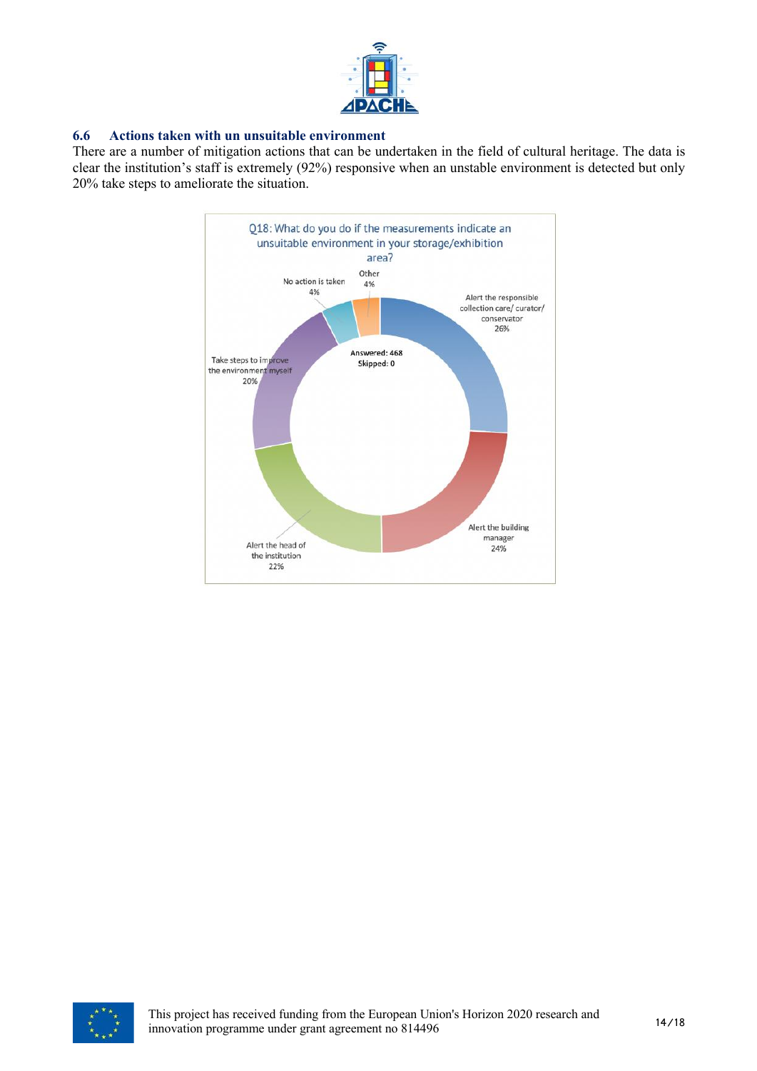### 6.6 Actions taken with un unsuitable environment

There are a number of mitigation actions that can be undertaken in the field of cultural heritage. The data is clear the institution's staff is extremely (92%) responsive when an unstable environment is detected but only 20% take steps to ameliorate the situation.

Q18: What do you do if the measurements indicate an unsuitable environment in your storage/exhibition area?

Answered: 468
Skipped: 0

| Response | % |
|---|---|
| Alert the responsible collection care/ curator/ conservator | 26% |
| Alert the building manager | 24% |
| Alert the head of the institution | 22% |
| Take steps to improve the environment myself | 20% |
| No action is taken | 4% |
| Other | 4% |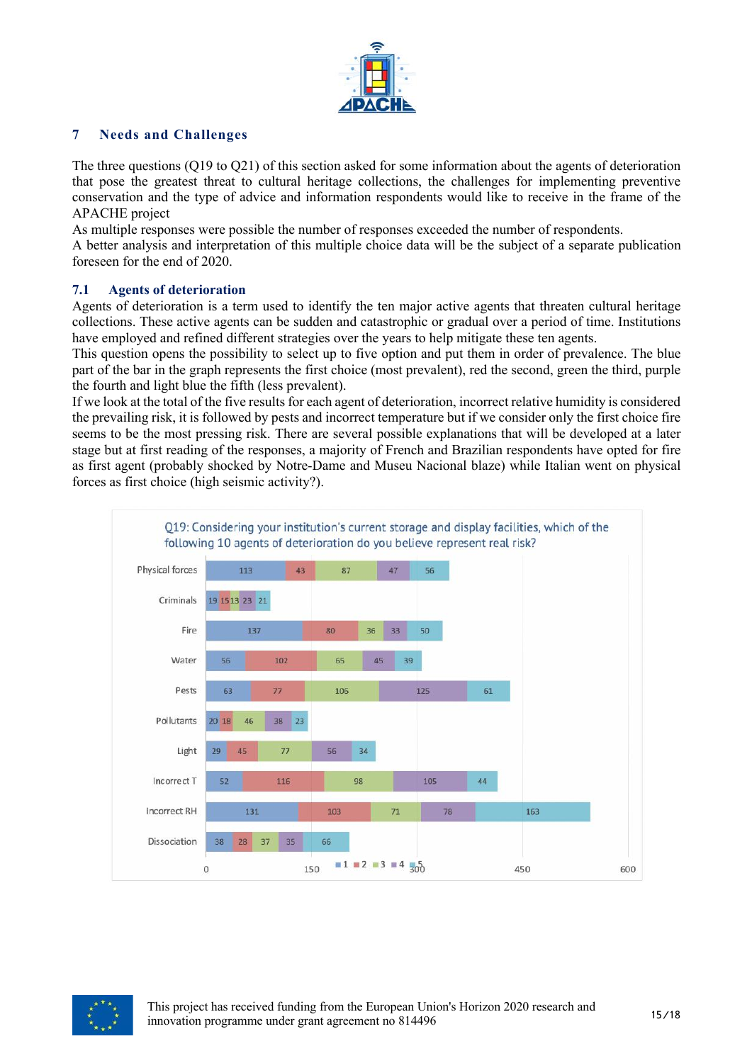## 7 Needs and Challenges

The three questions (Q19 to Q21) of this section asked for some information about the agents of deterioration that pose the greatest threat to cultural heritage collections, the challenges for implementing preventive conservation and the type of advice and information respondents would like to receive in the frame of the APACHE project

As multiple responses were possible the number of responses exceeded the number of respondents.

A better analysis and interpretation of this multiple choice data will be the subject of a separate publication foreseen for the end of 2020.

### 7.1 Agents of deterioration

Agents of deterioration is a term used to identify the ten major active agents that threaten cultural heritage collections. These active agents can be sudden and catastrophic or gradual over a period of time. Institutions have employed and refined different strategies over the years to help mitigate these ten agents.

This question opens the possibility to select up to five option and put them in order of prevalence. The blue part of the bar in the graph represents the first choice (most prevalent), red the second, green the third, purple the fourth and light blue the fifth (less prevalent).

If we look at the total of the five results for each agent of deterioration, incorrect relative humidity is considered the prevailing risk, it is followed by pests and incorrect temperature but if we consider only the first choice fire seems to be the most pressing risk. There are several possible explanations that will be developed at a later stage but at first reading of the responses, a majority of French and Brazilian respondents have opted for fire as first agent (probably shocked by Notre-Dame and Museu Nacional blaze) while Italian went on physical forces as first choice (high seismic activity?).

Q19: Considering your institution's current storage and display facilities, which of the following 10 agents of deterioration do you believe represent real risk?

| Agent | 1 | 2 | 3 | 4 | 5 |
|---|---|---|---|---|---|
| Physical forces | 113 | 43 | 87 | 47 | 56 |
| Criminals | 19 | 15 | 13 | 23 | 21 |
| Fire | 137 | 80 | 36 | 33 | 50 |
| Water | 56 | 102 | 65 | 45 | 39 |
| Pests | 63 | 77 | 106 | 125 | 61 |
| Pollutants | 20 | 18 | 46 | 38 | 23 |
| Light | 29 | 45 | 77 | 56 | 34 |
| Incorrect T | 52 | 116 | 98 | 105 | 44 |
| Incorrect RH | 131 | 103 | 71 | 78 | 163 |
| Dissociation | 38 | 28 | 37 | 35 | 66 |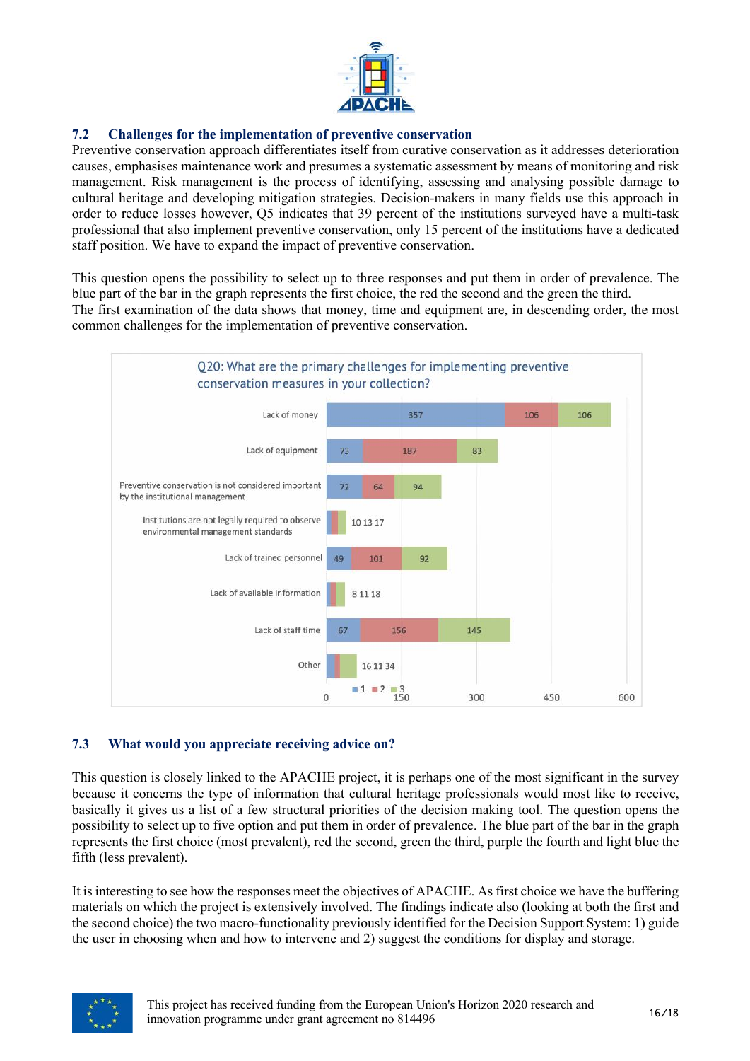## 7.2 Challenges for the implementation of preventive conservation

Preventive conservation approach differentiates itself from curative conservation as it addresses deterioration causes, emphasises maintenance work and presumes a systematic assessment by means of monitoring and risk management. Risk management is the process of identifying, assessing and analysing possible damage to cultural heritage and developing mitigation strategies. Decision-makers in many fields use this approach in order to reduce losses however, Q5 indicates that 39 percent of the institutions surveyed have a multi-task professional that also implement preventive conservation, only 15 percent of the institutions have a dedicated staff position. We have to expand the impact of preventive conservation.

This question opens the possibility to select up to three responses and put them in order of prevalence. The blue part of the bar in the graph represents the first choice, the red the second and the green the third.
The first examination of the data shows that money, time and equipment are, in descending order, the most common challenges for the implementation of preventive conservation.

Q20: What are the primary challenges for implementing preventive conservation measures in your collection?

| Challenge | 1 | 2 | 3 |
|---|---|---|---|
| Lack of money | 357 | 106 | 106 |
| Lack of equipment | 73 | 187 | 83 |
| Preventive conservation is not considered important by the institutional management | 72 | 64 | 94 |
| Institutions are not legally required to observe environmental management standards | 10 | 13 | 17 |
| Lack of trained personnel | 49 | 101 | 92 |
| Lack of available information | 8 | 11 | 18 |
| Lack of staff time | 67 | 156 | 145 |
| Other | 16 | 11 | 34 |

## 7.3 What would you appreciate receiving advice on?

This question is closely linked to the APACHE project, it is perhaps one of the most significant in the survey because it concerns the type of information that cultural heritage professionals would most like to receive, basically it gives us a list of a few structural priorities of the decision making tool. The question opens the possibility to select up to five option and put them in order of prevalence. The blue part of the bar in the graph represents the first choice (most prevalent), red the second, green the third, purple the fourth and light blue the fifth (less prevalent).

It is interesting to see how the responses meet the objectives of APACHE. As first choice we have the buffering materials on which the project is extensively involved. The findings indicate also (looking at both the first and the second choice) the two macro-functionality previously identified for the Decision Support System: 1) guide the user in choosing when and how to intervene and 2) suggest the conditions for display and storage.

This project has received funding from the European Union's Horizon 2020 research and innovation programme under grant agreement no 814496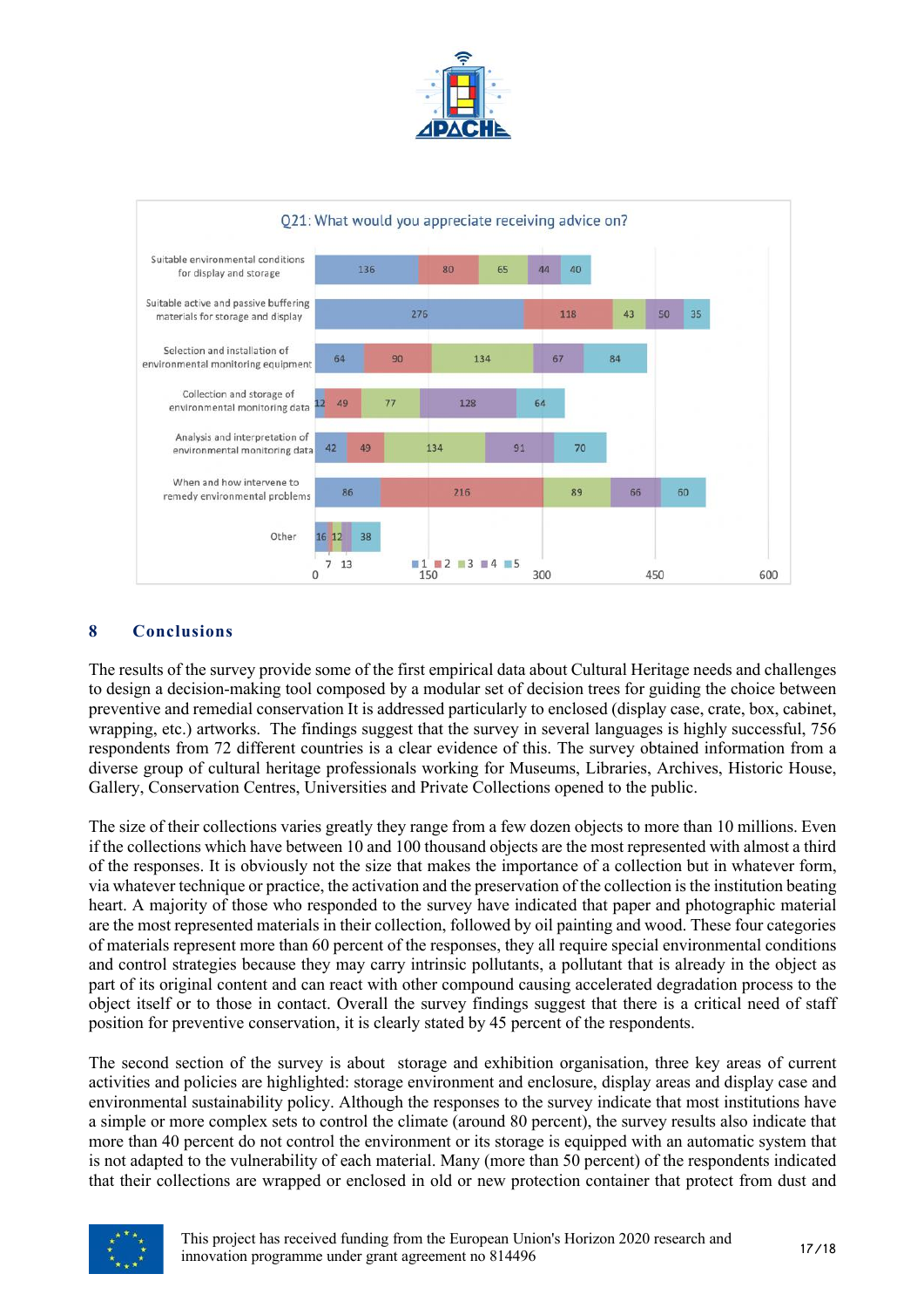**Q21: What would you appreciate receiving advice on?**

| | 1 | 2 | 3 | 4 | 5 |
|---|---|---|---|---|---|
| Suitable environmental conditions for display and storage | 136 | 80 | 65 | 44 | 40 |
| Suitable active and passive buffering materials for storage and display | 276 | 118 | 43 | 50 | 35 |
| Selection and installation of environmental monitoring equipment | 64 | 90 | 134 | 67 | 84 |
| Collection and storage of environmental monitoring data | 12 | 49 | 77 | 128 | 64 |
| Analysis and interpretation of environmental monitoring data | 42 | 49 | 134 | 91 | 70 |
| When and how intervene to remedy environmental problems | 86 | 216 | 89 | 66 | 60 |
| Other | 16 | 12 | 7 | 13 | 38 |

## 8 Conclusions

The results of the survey provide some of the first empirical data about Cultural Heritage needs and challenges to design a decision-making tool composed by a modular set of decision trees for guiding the choice between preventive and remedial conservation It is addressed particularly to enclosed (display case, crate, box, cabinet, wrapping, etc.) artworks. The findings suggest that the survey in several languages is highly successful, 756 respondents from 72 different countries is a clear evidence of this. The survey obtained information from a diverse group of cultural heritage professionals working for Museums, Libraries, Archives, Historic House, Gallery, Conservation Centres, Universities and Private Collections opened to the public.

The size of their collections varies greatly they range from a few dozen objects to more than 10 millions. Even if the collections which have between 10 and 100 thousand objects are the most represented with almost a third of the responses. It is obviously not the size that makes the importance of a collection but in whatever form, via whatever technique or practice, the activation and the preservation of the collection is the institution beating heart. A majority of those who responded to the survey have indicated that paper and photographic material are the most represented materials in their collection, followed by oil painting and wood. These four categories of materials represent more than 60 percent of the responses, they all require special environmental conditions and control strategies because they may carry intrinsic pollutants, a pollutant that is already in the object as part of its original content and can react with other compound causing accelerated degradation process to the object itself or to those in contact. Overall the survey findings suggest that there is a critical need of staff position for preventive conservation, it is clearly stated by 45 percent of the respondents.

The second section of the survey is about storage and exhibition organisation, three key areas of current activities and policies are highlighted: storage environment and enclosure, display areas and display case and environmental sustainability policy. Although the responses to the survey indicate that most institutions have a simple or more complex sets to control the climate (around 80 percent), the survey results also indicate that more than 40 percent do not control the environment or its storage is equipped with an automatic system that is not adapted to the vulnerability of each material. Many (more than 50 percent) of the respondents indicated that their collections are wrapped or enclosed in old or new protection container that protect from dust and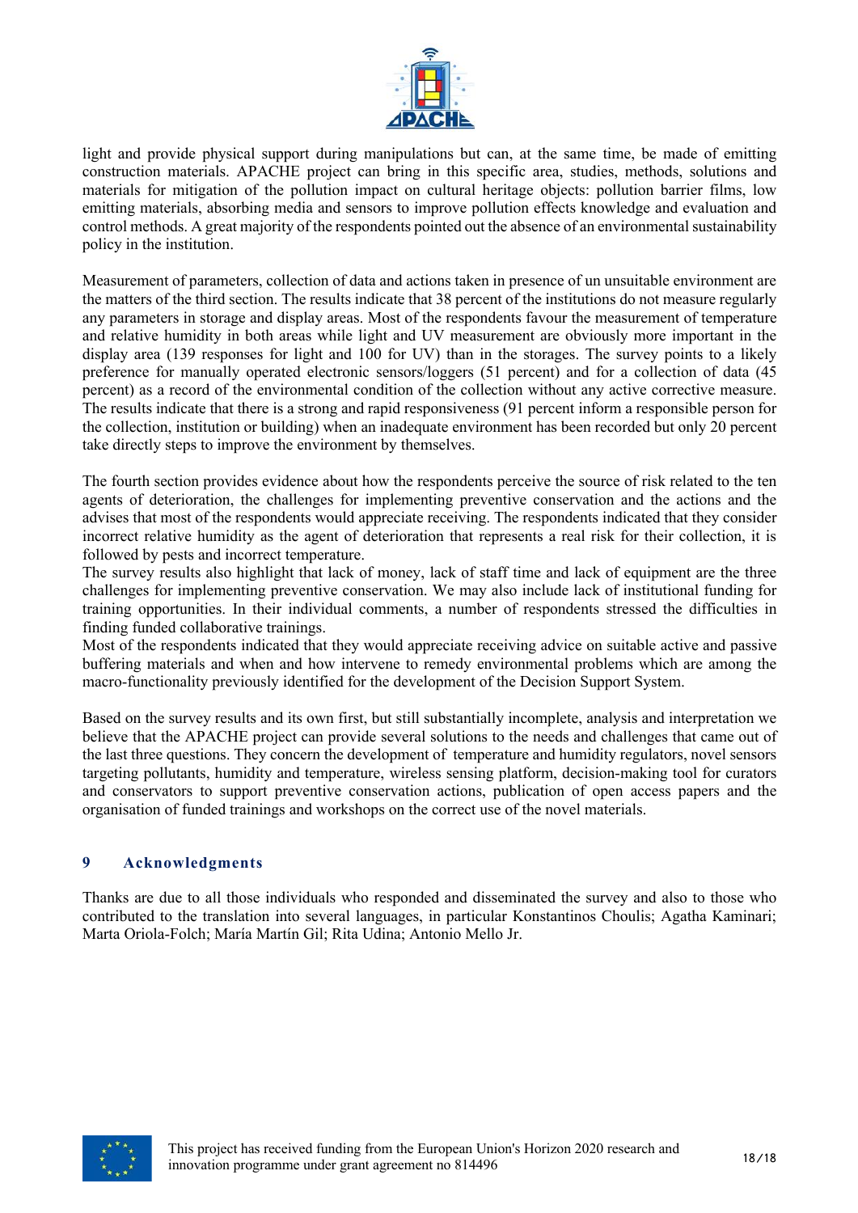light and provide physical support during manipulations but can, at the same time, be made of emitting construction materials. APACHE project can bring in this specific area, studies, methods, solutions and materials for mitigation of the pollution impact on cultural heritage objects: pollution barrier films, low emitting materials, absorbing media and sensors to improve pollution effects knowledge and evaluation and control methods. A great majority of the respondents pointed out the absence of an environmental sustainability policy in the institution.

Measurement of parameters, collection of data and actions taken in presence of un unsuitable environment are the matters of the third section. The results indicate that 38 percent of the institutions do not measure regularly any parameters in storage and display areas. Most of the respondents favour the measurement of temperature and relative humidity in both areas while light and UV measurement are obviously more important in the display area (139 responses for light and 100 for UV) than in the storages. The survey points to a likely preference for manually operated electronic sensors/loggers (51 percent) and for a collection of data (45 percent) as a record of the environmental condition of the collection without any active corrective measure. The results indicate that there is a strong and rapid responsiveness (91 percent inform a responsible person for the collection, institution or building) when an inadequate environment has been recorded but only 20 percent take directly steps to improve the environment by themselves.

The fourth section provides evidence about how the respondents perceive the source of risk related to the ten agents of deterioration, the challenges for implementing preventive conservation and the actions and the advises that most of the respondents would appreciate receiving. The respondents indicated that they consider incorrect relative humidity as the agent of deterioration that represents a real risk for their collection, it is followed by pests and incorrect temperature.
The survey results also highlight that lack of money, lack of staff time and lack of equipment are the three challenges for implementing preventive conservation. We may also include lack of institutional funding for training opportunities. In their individual comments, a number of respondents stressed the difficulties in finding funded collaborative trainings.
Most of the respondents indicated that they would appreciate receiving advice on suitable active and passive buffering materials and when and how intervene to remedy environmental problems which are among the macro-functionality previously identified for the development of the Decision Support System.

Based on the survey results and its own first, but still substantially incomplete, analysis and interpretation we believe that the APACHE project can provide several solutions to the needs and challenges that came out of the last three questions. They concern the development of temperature and humidity regulators, novel sensors targeting pollutants, humidity and temperature, wireless sensing platform, decision-making tool for curators and conservators to support preventive conservation actions, publication of open access papers and the organisation of funded trainings and workshops on the correct use of the novel materials.

## 9 Acknowledgments

Thanks are due to all those individuals who responded and disseminated the survey and also to those who contributed to the translation into several languages, in particular Konstantinos Choulis; Agatha Kaminari; Marta Oriola-Folch; María Martín Gil; Rita Udina; Antonio Mello Jr.

This project has received funding from the European Union's Horizon 2020 research and innovation programme under grant agreement no 814496